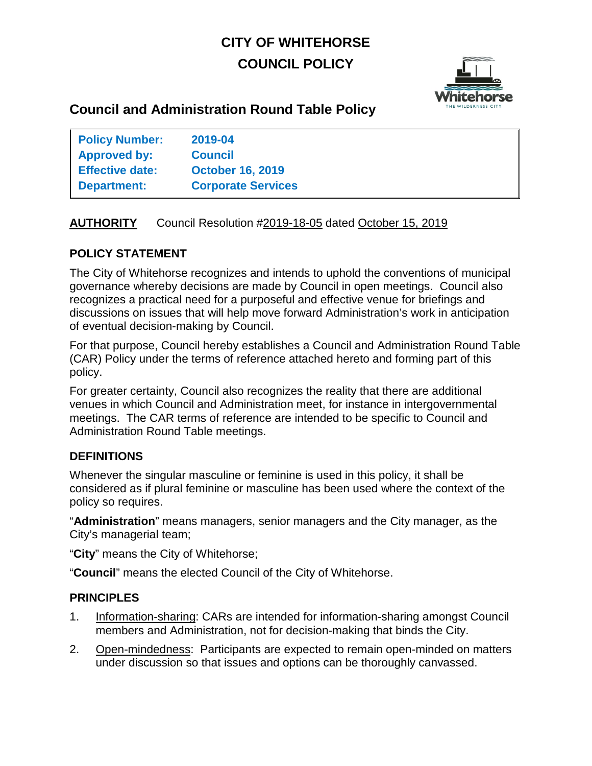# CITY OF WHITEHORSE
# COUNCIL POLICY

## Council and Administration Round Table Policy

| | |
|---|---|
| **Policy Number:** | **2019-04** |
| **Approved by:** | **Council** |
| **Effective date:** | **October 16, 2019** |
| **Department:** | **Corporate Services** |

**AUTHORITY** Council Resolution #2019-18-05 dated October 15, 2019

### POLICY STATEMENT

The City of Whitehorse recognizes and intends to uphold the conventions of municipal governance whereby decisions are made by Council in open meetings. Council also recognizes a practical need for a purposeful and effective venue for briefings and discussions on issues that will help move forward Administration's work in anticipation of eventual decision-making by Council.

For that purpose, Council hereby establishes a Council and Administration Round Table (CAR) Policy under the terms of reference attached hereto and forming part of this policy.

For greater certainty, Council also recognizes the reality that there are additional venues in which Council and Administration meet, for instance in intergovernmental meetings. The CAR terms of reference are intended to be specific to Council and Administration Round Table meetings.

### DEFINITIONS

Whenever the singular masculine or feminine is used in this policy, it shall be considered as if plural feminine or masculine has been used where the context of the policy so requires.

"**Administration**" means managers, senior managers and the City manager, as the City's managerial team;

"**City**" means the City of Whitehorse;

"**Council**" means the elected Council of the City of Whitehorse.

### PRINCIPLES

1. Information-sharing: CARs are intended for information-sharing amongst Council members and Administration, not for decision-making that binds the City.
2. Open-mindedness: Participants are expected to remain open-minded on matters under discussion so that issues and options can be thoroughly canvassed.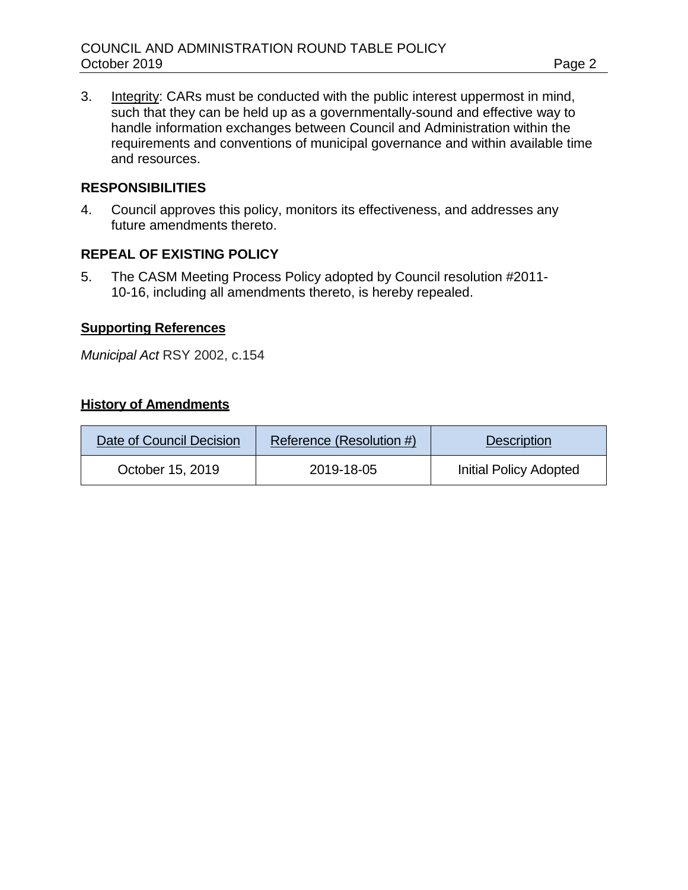3. Integrity: CARs must be conducted with the public interest uppermost in mind, such that they can be held up as a governmentally-sound and effective way to handle information exchanges between Council and Administration within the requirements and conventions of municipal governance and within available time and resources.

## RESPONSIBILITIES

4. Council approves this policy, monitors its effectiveness, and addresses any future amendments thereto.

## REPEAL OF EXISTING POLICY

5. The CASM Meeting Process Policy adopted by Council resolution #2011-10-16, including all amendments thereto, is hereby repealed.

### Supporting References

*Municipal Act* RSY 2002, c.154

### History of Amendments

| Date of Council Decision | Reference (Resolution #) | Description |
|---|---|---|
| October 15, 2019 | 2019-18-05 | Initial Policy Adopted |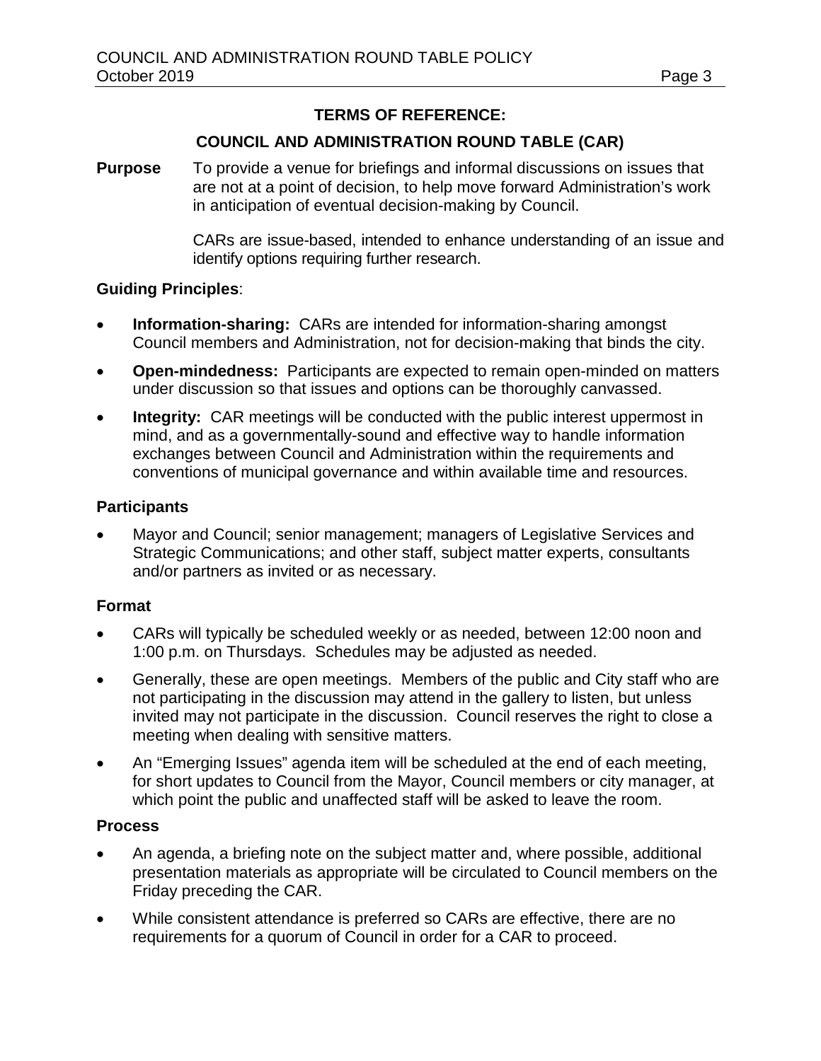## TERMS OF REFERENCE:

## COUNCIL AND ADMINISTRATION ROUND TABLE (CAR)

**Purpose** To provide a venue for briefings and informal discussions on issues that are not at a point of decision, to help move forward Administration's work in anticipation of eventual decision-making by Council.

CARs are issue-based, intended to enhance understanding of an issue and identify options requiring further research.

### Guiding Principles:

- **Information-sharing:** CARs are intended for information-sharing amongst Council members and Administration, not for decision-making that binds the city.
- **Open-mindedness:** Participants are expected to remain open-minded on matters under discussion so that issues and options can be thoroughly canvassed.
- **Integrity:** CAR meetings will be conducted with the public interest uppermost in mind, and as a governmentally-sound and effective way to handle information exchanges between Council and Administration within the requirements and conventions of municipal governance and within available time and resources.

### Participants

- Mayor and Council; senior management; managers of Legislative Services and Strategic Communications; and other staff, subject matter experts, consultants and/or partners as invited or as necessary.

### Format

- CARs will typically be scheduled weekly or as needed, between 12:00 noon and 1:00 p.m. on Thursdays. Schedules may be adjusted as needed.
- Generally, these are open meetings. Members of the public and City staff who are not participating in the discussion may attend in the gallery to listen, but unless invited may not participate in the discussion. Council reserves the right to close a meeting when dealing with sensitive matters.
- An "Emerging Issues" agenda item will be scheduled at the end of each meeting, for short updates to Council from the Mayor, Council members or city manager, at which point the public and unaffected staff will be asked to leave the room.

### Process

- An agenda, a briefing note on the subject matter and, where possible, additional presentation materials as appropriate will be circulated to Council members on the Friday preceding the CAR.
- While consistent attendance is preferred so CARs are effective, there are no requirements for a quorum of Council in order for a CAR to proceed.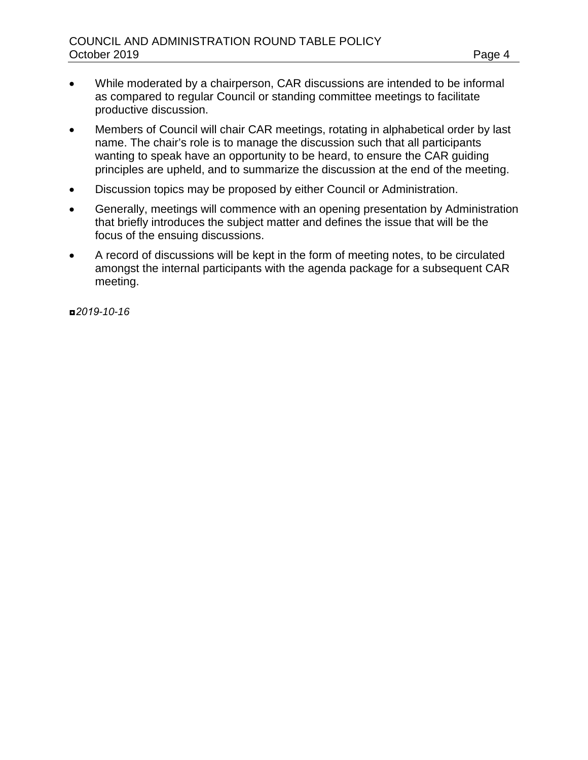- While moderated by a chairperson, CAR discussions are intended to be informal as compared to regular Council or standing committee meetings to facilitate productive discussion.
- Members of Council will chair CAR meetings, rotating in alphabetical order by last name. The chair’s role is to manage the discussion such that all participants wanting to speak have an opportunity to be heard, to ensure the CAR guiding principles are upheld, and to summarize the discussion at the end of the meeting.
- Discussion topics may be proposed by either Council or Administration.
- Generally, meetings will commence with an opening presentation by Administration that briefly introduces the subject matter and defines the issue that will be the focus of the ensuing discussions.
- A record of discussions will be kept in the form of meeting notes, to be circulated amongst the internal participants with the agenda package for a subsequent CAR meeting.

◘*2019-10-16*